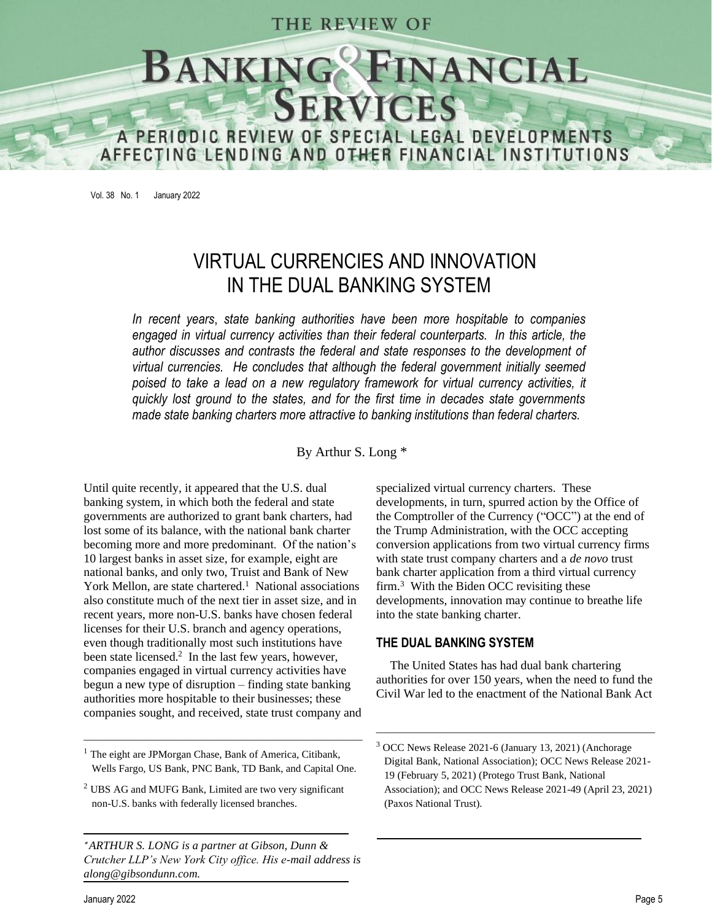# VIRTUAL CURRENCIES AND INNOVATION IN THE DUAL BANKING SYSTEM

*In recent years, state banking authorities have been more hospitable to companies engaged in virtual currency activities than their federal counterparts. In this article, the author discusses and contrasts the federal and state responses to the development of virtual currencies. He concludes that although the federal government initially seemed poised to take a lead on a new regulatory framework for virtual currency activities, it quickly lost ground to the states, and for the first time in decades state governments made state banking charters more attractive to banking institutions than federal charters.*

By Arthur S. Long *

Until quite recently, it appeared that the U.S. dual banking system, in which both the federal and state governments are authorized to grant bank charters, had lost some of its balance, with the national bank charter becoming more and more predominant. Of the nation's 10 largest banks in asset size, for example, eight are national banks, and only two, Truist and Bank of New York Mellon, are state chartered.[1] National associations also constitute much of the next tier in asset size, and in recent years, more non-U.S. banks have chosen federal licenses for their U.S. branch and agency operations, even though traditionally most such institutions have been state licensed.[2] In the last few years, however, companies engaged in virtual currency activities have begun a new type of disruption – finding state banking authorities more hospitable to their businesses; these companies sought, and received, state trust company and specialized virtual currency charters. These developments, in turn, spurred action by the Office of the Comptroller of the Currency ("OCC") at the end of the Trump Administration, with the OCC accepting conversion applications from two virtual currency firms with state trust company charters and a *de novo* trust bank charter application from a third virtual currency firm.[3] With the Biden OCC revisiting these developments, innovation may continue to breathe life into the state banking charter.

## THE DUAL BANKING SYSTEM

The United States has had dual bank chartering authorities for over 150 years, when the need to fund the Civil War led to the enactment of the National Bank Act

---

[1] The eight are JPMorgan Chase, Bank of America, Citibank, Wells Fargo, US Bank, PNC Bank, TD Bank, and Capital One.

[2] UBS AG and MUFG Bank, Limited are two very significant non-U.S. banks with federally licensed branches.

[3] OCC News Release 2021-6 (January 13, 2021) (Anchorage Digital Bank, National Association); OCC News Release 2021-19 (February 5, 2021) (Protego Trust Bank, National Association); and OCC News Release 2021-49 (April 23, 2021) (Paxos National Trust).

---

*\*ARTHUR S. LONG is a partner at Gibson, Dunn & Crutcher LLP's New York City office. His e-mail address is along@gibsondunn.com.*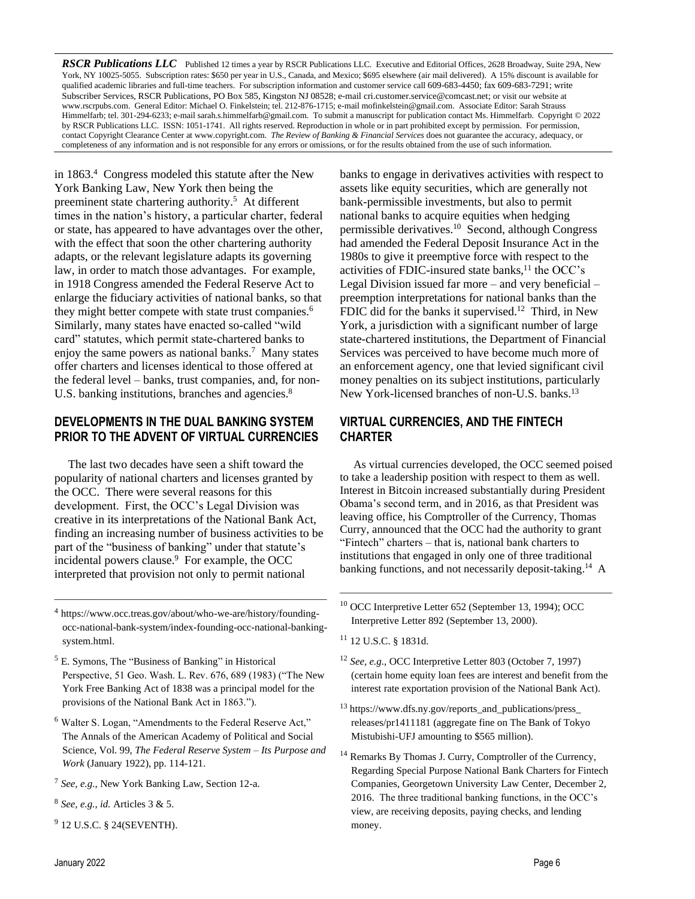in 1863.[4] Congress modeled this statute after the New York Banking Law, New York then being the preeminent state chartering authority.[5] At different times in the nation's history, a particular charter, federal or state, has appeared to have advantages over the other, with the effect that soon the other chartering authority adapts, or the relevant legislature adapts its governing law, in order to match those advantages. For example, in 1918 Congress amended the Federal Reserve Act to enlarge the fiduciary activities of national banks, so that they might better compete with state trust companies.[6] Similarly, many states have enacted so-called "wild card" statutes, which permit state-chartered banks to enjoy the same powers as national banks.[7] Many states offer charters and licenses identical to those offered at the federal level – banks, trust companies, and, for non-U.S. banking institutions, branches and agencies.[8]

## DEVELOPMENTS IN THE DUAL BANKING SYSTEM PRIOR TO THE ADVENT OF VIRTUAL CURRENCIES

The last two decades have seen a shift toward the popularity of national charters and licenses granted by the OCC. There were several reasons for this development. First, the OCC's Legal Division was creative in its interpretations of the National Bank Act, finding an increasing number of business activities to be part of the "business of banking" under that statute's incidental powers clause.[9] For example, the OCC interpreted that provision not only to permit national banks to engage in derivatives activities with respect to assets like equity securities, which are generally not bank-permissible investments, but also to permit national banks to acquire equities when hedging permissible derivatives.[10] Second, although Congress had amended the Federal Deposit Insurance Act in the 1980s to give it preemptive force with respect to the activities of FDIC-insured state banks,[11] the OCC's Legal Division issued far more – and very beneficial – preemption interpretations for national banks than the FDIC did for the banks it supervised.[12] Third, in New York, a jurisdiction with a significant number of large state-chartered institutions, the Department of Financial Services was perceived to have become much more of an enforcement agency, one that levied significant civil money penalties on its subject institutions, particularly New York-licensed branches of non-U.S. banks.[13]

## VIRTUAL CURRENCIES, AND THE FINTECH CHARTER

As virtual currencies developed, the OCC seemed poised to take a leadership position with respect to them as well. Interest in Bitcoin increased substantially during President Obama's second term, and in 2016, as that President was leaving office, his Comptroller of the Currency, Thomas Curry, announced that the OCC had the authority to grant "Fintech" charters – that is, national bank charters to institutions that engaged in only one of three traditional banking functions, and not necessarily deposit-taking.[14] A

---

[4] https://www.occ.treas.gov/about/who-we-are/history/founding-occ-national-bank-system/index-founding-occ-national-banking-system.html.

[5] E. Symons, The "Business of Banking" in Historical Perspective, 51 Geo. Wash. L. Rev. 676, 689 (1983) ("The New York Free Banking Act of 1838 was a principal model for the provisions of the National Bank Act in 1863.").

[6] Walter S. Logan, "Amendments to the Federal Reserve Act," The Annals of the American Academy of Political and Social Science, Vol. 99, *The Federal Reserve System – Its Purpose and Work* (January 1922), pp. 114-121.

[7] *See, e.g.,* New York Banking Law, Section 12-a.

[8] *See, e.g., id.* Articles 3 & 5.

[9] 12 U.S.C. § 24(SEVENTH).

[10] OCC Interpretive Letter 652 (September 13, 1994); OCC Interpretive Letter 892 (September 13, 2000).

[11] 12 U.S.C. § 1831d.

[12] *See, e.g.,* OCC Interpretive Letter 803 (October 7, 1997) (certain home equity loan fees are interest and benefit from the interest rate exportation provision of the National Bank Act).

[13] https://www.dfs.ny.gov/reports_and_publications/press_releases/pr1411181 (aggregate fine on The Bank of Tokyo Mistubishi-UFJ amounting to $565 million).

[14] Remarks By Thomas J. Curry, Comptroller of the Currency, Regarding Special Purpose National Bank Charters for Fintech Companies, Georgetown University Law Center, December 2, 2016. The three traditional banking functions, in the OCC's view, are receiving deposits, paying checks, and lending money.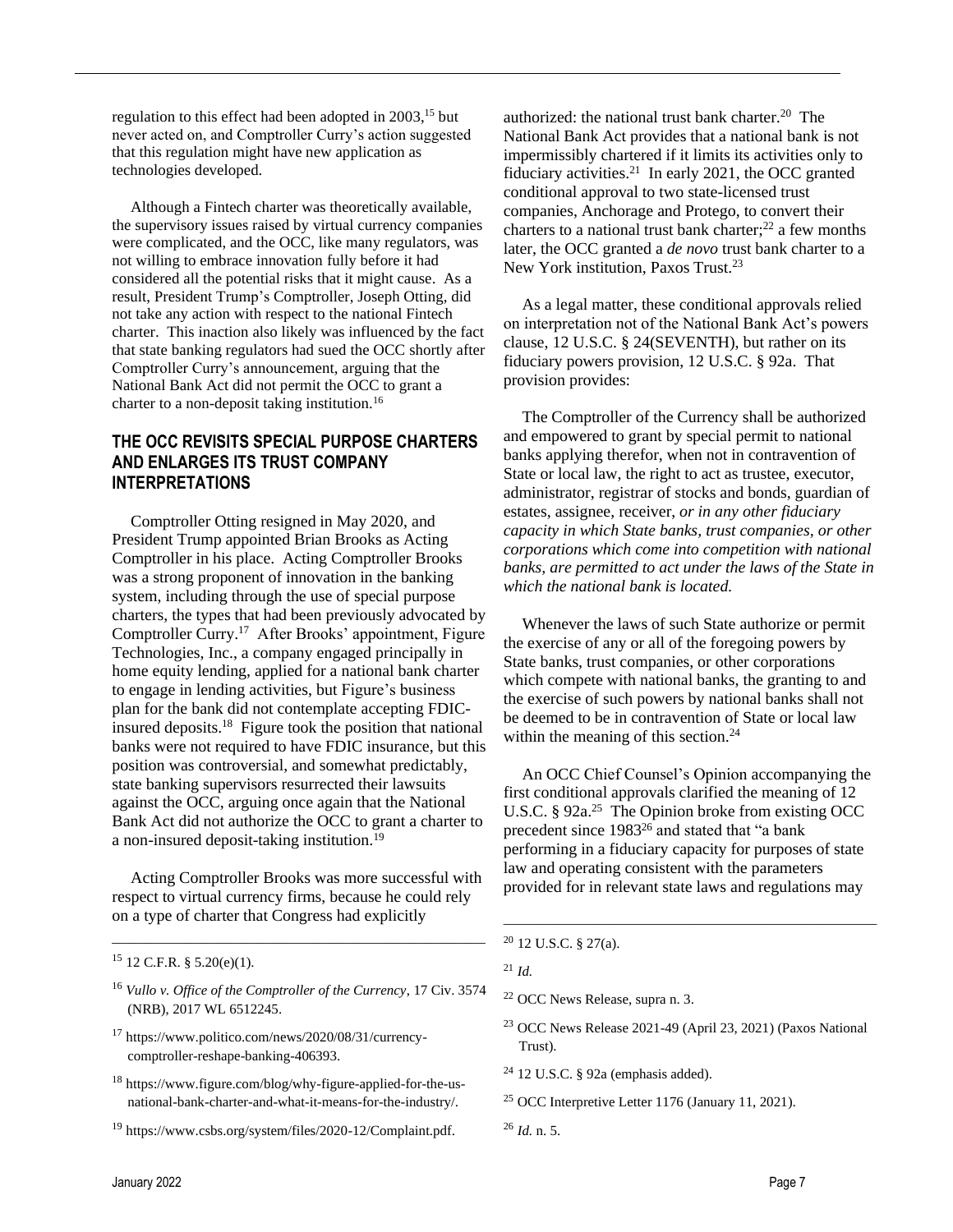regulation to this effect had been adopted in 2003,[15] but never acted on, and Comptroller Curry's action suggested that this regulation might have new application as technologies developed.

Although a Fintech charter was theoretically available, the supervisory issues raised by virtual currency companies were complicated, and the OCC, like many regulators, was not willing to embrace innovation fully before it had considered all the potential risks that it might cause. As a result, President Trump's Comptroller, Joseph Otting, did not take any action with respect to the national Fintech charter. This inaction also likely was influenced by the fact that state banking regulators had sued the OCC shortly after Comptroller Curry's announcement, arguing that the National Bank Act did not permit the OCC to grant a charter to a non-deposit taking institution.[16]

## THE OCC REVISITS SPECIAL PURPOSE CHARTERS AND ENLARGES ITS TRUST COMPANY INTERPRETATIONS

Comptroller Otting resigned in May 2020, and President Trump appointed Brian Brooks as Acting Comptroller in his place. Acting Comptroller Brooks was a strong proponent of innovation in the banking system, including through the use of special purpose charters, the types that had been previously advocated by Comptroller Curry.[17] After Brooks' appointment, Figure Technologies, Inc., a company engaged principally in home equity lending, applied for a national bank charter to engage in lending activities, but Figure's business plan for the bank did not contemplate accepting FDIC-insured deposits.[18] Figure took the position that national banks were not required to have FDIC insurance, but this position was controversial, and somewhat predictably, state banking supervisors resurrected their lawsuits against the OCC, arguing once again that the National Bank Act did not authorize the OCC to grant a charter to a non-insured deposit-taking institution.[19]

Acting Comptroller Brooks was more successful with respect to virtual currency firms, because he could rely on a type of charter that Congress had explicitly authorized: the national trust bank charter.[20] The National Bank Act provides that a national bank is not impermissibly chartered if it limits its activities only to fiduciary activities.[21] In early 2021, the OCC granted conditional approval to two state-licensed trust companies, Anchorage and Protego, to convert their charters to a national trust bank charter;[22] a few months later, the OCC granted a *de novo* trust bank charter to a New York institution, Paxos Trust.[23]

As a legal matter, these conditional approvals relied on interpretation not of the National Bank Act's powers clause, 12 U.S.C. § 24(SEVENTH), but rather on its fiduciary powers provision, 12 U.S.C. § 92a. That provision provides:

> The Comptroller of the Currency shall be authorized and empowered to grant by special permit to national banks applying therefor, when not in contravention of State or local law, the right to act as trustee, executor, administrator, registrar of stocks and bonds, guardian of estates, assignee, receiver, *or in any other fiduciary capacity in which State banks, trust companies, or other corporations which come into competition with national banks, are permitted to act under the laws of the State in which the national bank is located.*
>
> Whenever the laws of such State authorize or permit the exercise of any or all of the foregoing powers by State banks, trust companies, or other corporations which compete with national banks, the granting to and the exercise of such powers by national banks shall not be deemed to be in contravention of State or local law within the meaning of this section.[24]

An OCC Chief Counsel's Opinion accompanying the first conditional approvals clarified the meaning of 12 U.S.C. § 92a.[25] The Opinion broke from existing OCC precedent since 1983[26] and stated that "a bank performing in a fiduciary capacity for purposes of state law and operating consistent with the parameters provided for in relevant state laws and regulations may

---

[15] 12 C.F.R. § 5.20(e)(1).

[16] *Vullo v. Office of the Comptroller of the Currency*, 17 Civ. 3574 (NRB), 2017 WL 6512245.

[17] https://www.politico.com/news/2020/08/31/currency-comptroller-reshape-banking-406393.

[18] https://www.figure.com/blog/why-figure-applied-for-the-us-national-bank-charter-and-what-it-means-for-the-industry/.

[19] https://www.csbs.org/system/files/2020-12/Complaint.pdf.

[20] 12 U.S.C. § 27(a).

[21] *Id.*

[22] OCC News Release, supra n. 3.

[23] OCC News Release 2021-49 (April 23, 2021) (Paxos National Trust).

[24] 12 U.S.C. § 92a (emphasis added).

[25] OCC Interpretive Letter 1176 (January 11, 2021).

[26] *Id.* n. 5.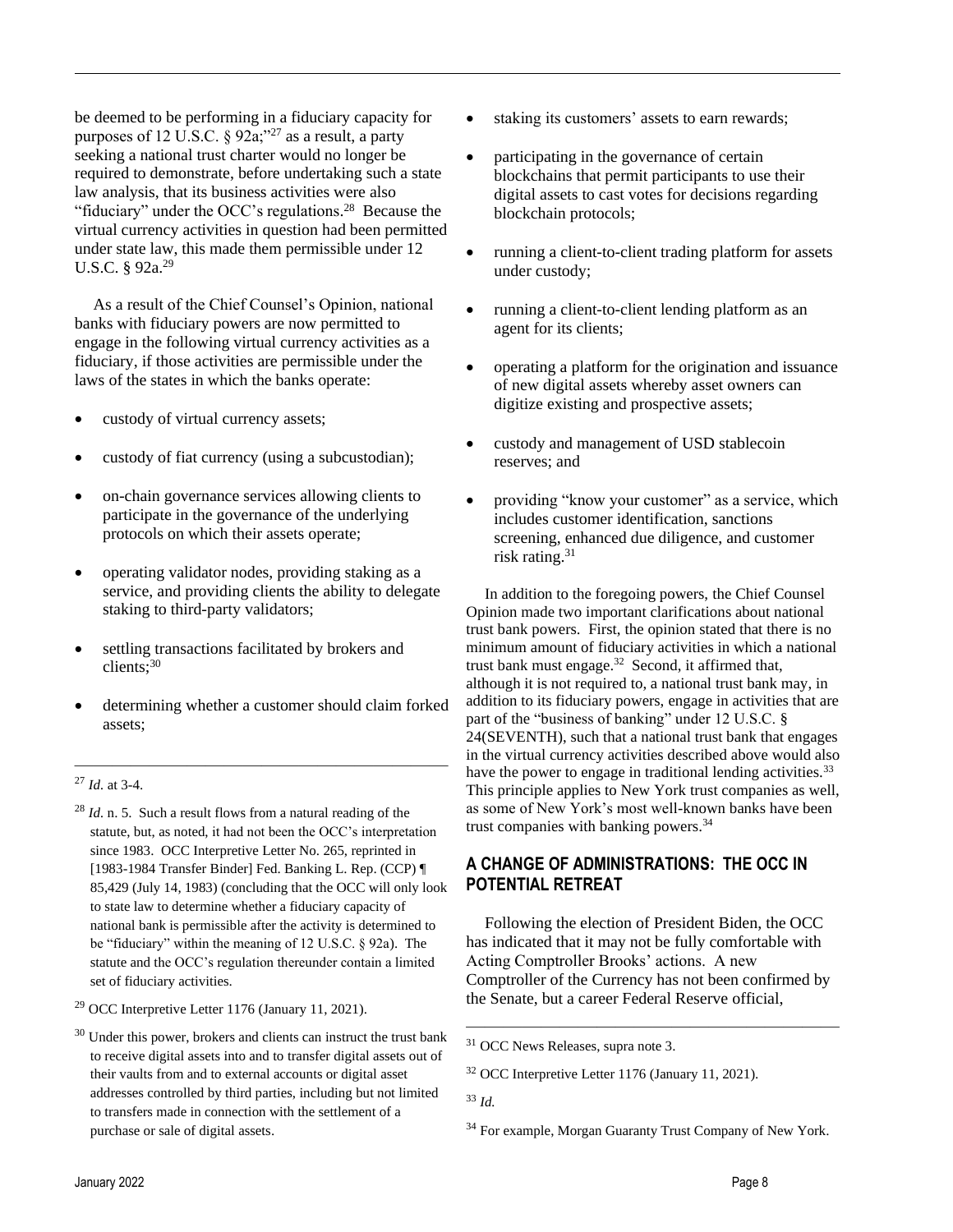be deemed to be performing in a fiduciary capacity for purposes of 12 U.S.C. § 92a;"[27] as a result, a party seeking a national trust charter would no longer be required to demonstrate, before undertaking such a state law analysis, that its business activities were also "fiduciary" under the OCC's regulations.[28] Because the virtual currency activities in question had been permitted under state law, this made them permissible under 12 U.S.C. § 92a.[29]

As a result of the Chief Counsel's Opinion, national banks with fiduciary powers are now permitted to engage in the following virtual currency activities as a fiduciary, if those activities are permissible under the laws of the states in which the banks operate:

- custody of virtual currency assets;
- custody of fiat currency (using a subcustodian);
- on-chain governance services allowing clients to participate in the governance of the underlying protocols on which their assets operate;
- operating validator nodes, providing staking as a service, and providing clients the ability to delegate staking to third-party validators;
- settling transactions facilitated by brokers and clients;[30]
- determining whether a customer should claim forked assets;
- staking its customers' assets to earn rewards;
- participating in the governance of certain blockchains that permit participants to use their digital assets to cast votes for decisions regarding blockchain protocols;
- running a client-to-client trading platform for assets under custody;
- running a client-to-client lending platform as an agent for its clients;
- operating a platform for the origination and issuance of new digital assets whereby asset owners can digitize existing and prospective assets;
- custody and management of USD stablecoin reserves; and
- providing "know your customer" as a service, which includes customer identification, sanctions screening, enhanced due diligence, and customer risk rating.[31]

In addition to the foregoing powers, the Chief Counsel Opinion made two important clarifications about national trust bank powers. First, the opinion stated that there is no minimum amount of fiduciary activities in which a national trust bank must engage.[32] Second, it affirmed that, although it is not required to, a national trust bank may, in addition to its fiduciary powers, engage in activities that are part of the "business of banking" under 12 U.S.C. § 24(SEVENTH), such that a national trust bank that engages in the virtual currency activities described above would also have the power to engage in traditional lending activities.[33] This principle applies to New York trust companies as well, as some of New York's most well-known banks have been trust companies with banking powers.[34]

## A CHANGE OF ADMINISTRATIONS: THE OCC IN POTENTIAL RETREAT

Following the election of President Biden, the OCC has indicated that it may not be fully comfortable with Acting Comptroller Brooks' actions. A new Comptroller of the Currency has not been confirmed by the Senate, but a career Federal Reserve official,

---

[27] *Id.* at 3-4.

[28] *Id.* n. 5. Such a result flows from a natural reading of the statute, but, as noted, it had not been the OCC's interpretation since 1983. OCC Interpretive Letter No. 265, reprinted in [1983-1984 Transfer Binder] Fed. Banking L. Rep. (CCP) ¶ 85,429 (July 14, 1983) (concluding that the OCC will only look to state law to determine whether a fiduciary capacity of national bank is permissible after the activity is determined to be "fiduciary" within the meaning of 12 U.S.C. § 92a). The statute and the OCC's regulation thereunder contain a limited set of fiduciary activities.

[29] OCC Interpretive Letter 1176 (January 11, 2021).

[30] Under this power, brokers and clients can instruct the trust bank to receive digital assets into and to transfer digital assets out of their vaults from and to external accounts or digital asset addresses controlled by third parties, including but not limited to transfers made in connection with the settlement of a purchase or sale of digital assets.

[31] OCC News Releases, supra note 3.

[32] OCC Interpretive Letter 1176 (January 11, 2021).

[33] *Id.*

[34] For example, Morgan Guaranty Trust Company of New York.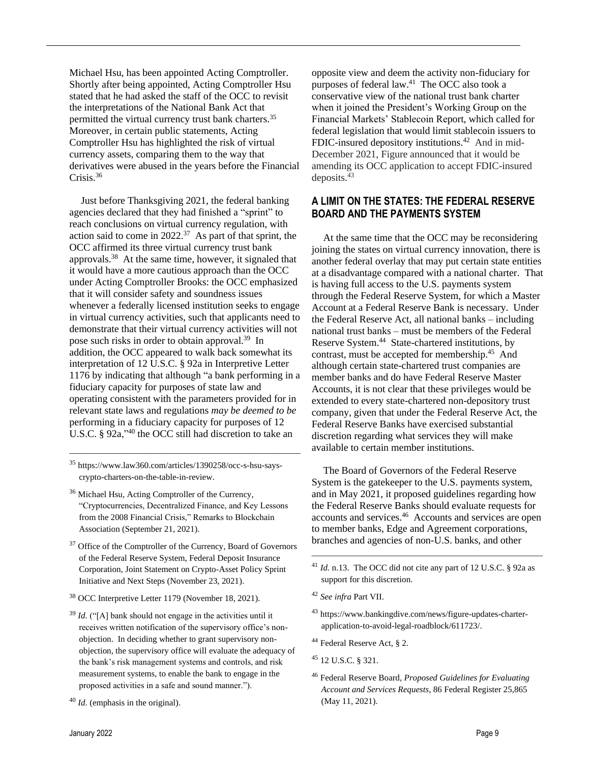Michael Hsu, has been appointed Acting Comptroller. Shortly after being appointed, Acting Comptroller Hsu stated that he had asked the staff of the OCC to revisit the interpretations of the National Bank Act that permitted the virtual currency trust bank charters.[35] Moreover, in certain public statements, Acting Comptroller Hsu has highlighted the risk of virtual currency assets, comparing them to the way that derivatives were abused in the years before the Financial Crisis.[36]

Just before Thanksgiving 2021, the federal banking agencies declared that they had finished a "sprint" to reach conclusions on virtual currency regulation, with action said to come in 2022.[37] As part of that sprint, the OCC affirmed its three virtual currency trust bank approvals.[38] At the same time, however, it signaled that it would have a more cautious approach than the OCC under Acting Comptroller Brooks: the OCC emphasized that it will consider safety and soundness issues whenever a federally licensed institution seeks to engage in virtual currency activities, such that applicants need to demonstrate that their virtual currency activities will not pose such risks in order to obtain approval.[39] In addition, the OCC appeared to walk back somewhat its interpretation of 12 U.S.C. § 92a in Interpretive Letter 1176 by indicating that although "a bank performing in a fiduciary capacity for purposes of state law and operating consistent with the parameters provided for in relevant state laws and regulations *may be deemed to be* performing in a fiduciary capacity for purposes of 12 U.S.C. § 92a,"[40] the OCC still had discretion to take an opposite view and deem the activity non-fiduciary for purposes of federal law.[41] The OCC also took a conservative view of the national trust bank charter when it joined the President's Working Group on the Financial Markets' Stablecoin Report, which called for federal legislation that would limit stablecoin issuers to FDIC-insured depository institutions.[42] And in mid-December 2021, Figure announced that it would be amending its OCC application to accept FDIC-insured deposits.[43]

## A LIMIT ON THE STATES: THE FEDERAL RESERVE BOARD AND THE PAYMENTS SYSTEM

At the same time that the OCC may be reconsidering joining the states on virtual currency innovation, there is another federal overlay that may put certain state entities at a disadvantage compared with a national charter. That is having full access to the U.S. payments system through the Federal Reserve System, for which a Master Account at a Federal Reserve Bank is necessary. Under the Federal Reserve Act, all national banks – including national trust banks – must be members of the Federal Reserve System.[44] State-chartered institutions, by contrast, must be accepted for membership.[45] And although certain state-chartered trust companies are member banks and do have Federal Reserve Master Accounts, it is not clear that these privileges would be extended to every state-chartered non-depository trust company, given that under the Federal Reserve Act, the Federal Reserve Banks have exercised substantial discretion regarding what services they will make available to certain member institutions.

The Board of Governors of the Federal Reserve System is the gatekeeper to the U.S. payments system, and in May 2021, it proposed guidelines regarding how the Federal Reserve Banks should evaluate requests for accounts and services.[46] Accounts and services are open to member banks, Edge and Agreement corporations, branches and agencies of non-U.S. banks, and other

---

[35] https://www.law360.com/articles/1390258/occ-s-hsu-says-crypto-charters-on-the-table-in-review.

[36] Michael Hsu, Acting Comptroller of the Currency, "Cryptocurrencies, Decentralized Finance, and Key Lessons from the 2008 Financial Crisis," Remarks to Blockchain Association (September 21, 2021).

[37] Office of the Comptroller of the Currency, Board of Governors of the Federal Reserve System, Federal Deposit Insurance Corporation, Joint Statement on Crypto-Asset Policy Sprint Initiative and Next Steps (November 23, 2021).

[38] OCC Interpretive Letter 1179 (November 18, 2021).

[39] *Id.* ("[A] bank should not engage in the activities until it receives written notification of the supervisory office's non-objection. In deciding whether to grant supervisory non-objection, the supervisory office will evaluate the adequacy of the bank's risk management systems and controls, and risk measurement systems, to enable the bank to engage in the proposed activities in a safe and sound manner.").

[40] *Id.* (emphasis in the original).

[41] *Id.* n.13. The OCC did not cite any part of 12 U.S.C. § 92a as support for this discretion.

[42] *See infra* Part VII.

[43] https://www.bankingdive.com/news/figure-updates-charter-application-to-avoid-legal-roadblock/611723/.

[44] Federal Reserve Act, § 2.

[45] 12 U.S.C. § 321.

[46] Federal Reserve Board, *Proposed Guidelines for Evaluating Account and Services Requests*, 86 Federal Register 25,865 (May 11, 2021).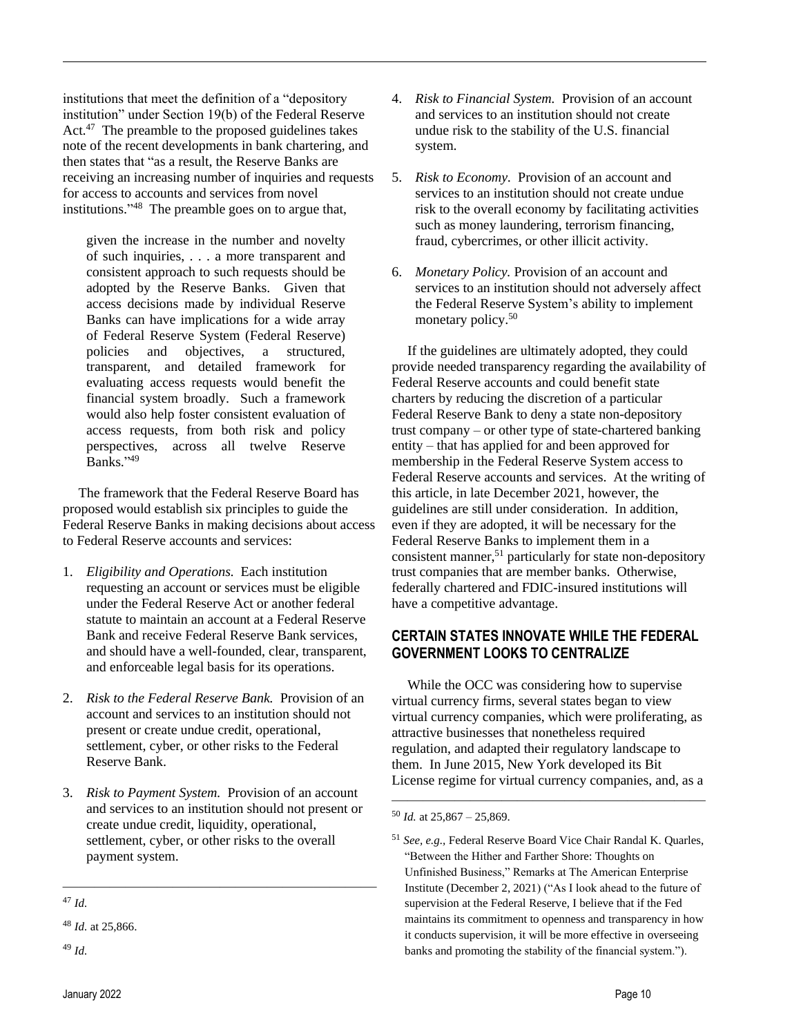institutions that meet the definition of a "depository institution" under Section 19(b) of the Federal Reserve Act.[47] The preamble to the proposed guidelines takes note of the recent developments in bank chartering, and then states that "as a result, the Reserve Banks are receiving an increasing number of inquiries and requests for access to accounts and services from novel institutions."[48] The preamble goes on to argue that,

> given the increase in the number and novelty of such inquiries, . . . a more transparent and consistent approach to such requests should be adopted by the Reserve Banks. Given that access decisions made by individual Reserve Banks can have implications for a wide array of Federal Reserve System (Federal Reserve) policies and objectives, a structured, transparent, and detailed framework for evaluating access requests would benefit the financial system broadly. Such a framework would also help foster consistent evaluation of access requests, from both risk and policy perspectives, across all twelve Reserve Banks."[49]

The framework that the Federal Reserve Board has proposed would establish six principles to guide the Federal Reserve Banks in making decisions about access to Federal Reserve accounts and services:

1. *Eligibility and Operations.* Each institution requesting an account or services must be eligible under the Federal Reserve Act or another federal statute to maintain an account at a Federal Reserve Bank and receive Federal Reserve Bank services, and should have a well-founded, clear, transparent, and enforceable legal basis for its operations.
2. *Risk to the Federal Reserve Bank.* Provision of an account and services to an institution should not present or create undue credit, operational, settlement, cyber, or other risks to the Federal Reserve Bank.
3. *Risk to Payment System.* Provision of an account and services to an institution should not present or create undue credit, liquidity, operational, settlement, cyber, or other risks to the overall payment system.
4. *Risk to Financial System.* Provision of an account and services to an institution should not create undue risk to the stability of the U.S. financial system.
5. *Risk to Economy.* Provision of an account and services to an institution should not create undue risk to the overall economy by facilitating activities such as money laundering, terrorism financing, fraud, cybercrimes, or other illicit activity.
6. *Monetary Policy.* Provision of an account and services to an institution should not adversely affect the Federal Reserve System's ability to implement monetary policy.[50]

If the guidelines are ultimately adopted, they could provide needed transparency regarding the availability of Federal Reserve accounts and could benefit state charters by reducing the discretion of a particular Federal Reserve Bank to deny a state non-depository trust company – or other type of state-chartered banking entity – that has applied for and been approved for membership in the Federal Reserve System access to Federal Reserve accounts and services. At the writing of this article, in late December 2021, however, the guidelines are still under consideration. In addition, even if they are adopted, it will be necessary for the Federal Reserve Banks to implement them in a consistent manner,[51] particularly for state non-depository trust companies that are member banks. Otherwise, federally chartered and FDIC-insured institutions will have a competitive advantage.

## CERTAIN STATES INNOVATE WHILE THE FEDERAL GOVERNMENT LOOKS TO CENTRALIZE

While the OCC was considering how to supervise virtual currency firms, several states began to view virtual currency companies, which were proliferating, as attractive businesses that nonetheless required regulation, and adapted their regulatory landscape to them. In June 2015, New York developed its Bit License regime for virtual currency companies, and, as a

---

[47] *Id.*

[48] *Id.* at 25,866.

[49] *Id.*

[50] *Id.* at 25,867 – 25,869.

[51] *See, e.g.*, Federal Reserve Board Vice Chair Randal K. Quarles, "Between the Hither and Farther Shore: Thoughts on Unfinished Business," Remarks at The American Enterprise Institute (December 2, 2021) ("As I look ahead to the future of supervision at the Federal Reserve, I believe that if the Fed maintains its commitment to openness and transparency in how it conducts supervision, it will be more effective in overseeing banks and promoting the stability of the financial system.").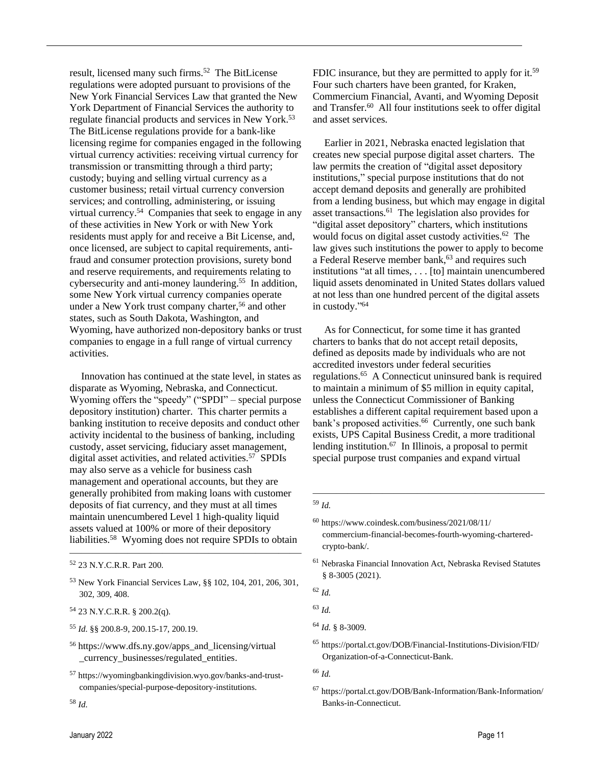result, licensed many such firms.[52] The BitLicense regulations were adopted pursuant to provisions of the New York Financial Services Law that granted the New York Department of Financial Services the authority to regulate financial products and services in New York.[53] The BitLicense regulations provide for a bank-like licensing regime for companies engaged in the following virtual currency activities: receiving virtual currency for transmission or transmitting through a third party; custody; buying and selling virtual currency as a customer business; retail virtual currency conversion services; and controlling, administering, or issuing virtual currency.[54] Companies that seek to engage in any of these activities in New York or with New York residents must apply for and receive a Bit License, and, once licensed, are subject to capital requirements, anti-fraud and consumer protection provisions, surety bond and reserve requirements, and requirements relating to cybersecurity and anti-money laundering.[55] In addition, some New York virtual currency companies operate under a New York trust company charter,[56] and other states, such as South Dakota, Washington, and Wyoming, have authorized non-depository banks or trust companies to engage in a full range of virtual currency activities.

Innovation has continued at the state level, in states as disparate as Wyoming, Nebraska, and Connecticut. Wyoming offers the "speedy" ("SPDI" – special purpose depository institution) charter. This charter permits a banking institution to receive deposits and conduct other activity incidental to the business of banking, including custody, asset servicing, fiduciary asset management, digital asset activities, and related activities.[57] SPDIs may also serve as a vehicle for business cash management and operational accounts, but they are generally prohibited from making loans with customer deposits of fiat currency, and they must at all times maintain unencumbered Level 1 high-quality liquid assets valued at 100% or more of their depository liabilities.[58] Wyoming does not require SPDIs to obtain FDIC insurance, but they are permitted to apply for it.[59] Four such charters have been granted, for Kraken, Commercium Financial, Avanti, and Wyoming Deposit and Transfer.[60] All four institutions seek to offer digital and asset services.

Earlier in 2021, Nebraska enacted legislation that creates new special purpose digital asset charters. The law permits the creation of "digital asset depository institutions," special purpose institutions that do not accept demand deposits and generally are prohibited from a lending business, but which may engage in digital asset transactions.[61] The legislation also provides for "digital asset depository" charters, which institutions would focus on digital asset custody activities.[62] The law gives such institutions the power to apply to become a Federal Reserve member bank,[63] and requires such institutions "at all times, . . . [to] maintain unencumbered liquid assets denominated in United States dollars valued at not less than one hundred percent of the digital assets in custody."[64]

As for Connecticut, for some time it has granted charters to banks that do not accept retail deposits, defined as deposits made by individuals who are not accredited investors under federal securities regulations.[65] A Connecticut uninsured bank is required to maintain a minimum of $5 million in equity capital, unless the Connecticut Commissioner of Banking establishes a different capital requirement based upon a bank's proposed activities.[66] Currently, one such bank exists, UPS Capital Business Credit, a more traditional lending institution.[67] In Illinois, a proposal to permit special purpose trust companies and expand virtual

---

[52] 23 N.Y.C.R.R. Part 200.

[53] New York Financial Services Law, §§ 102, 104, 201, 206, 301, 302, 309, 408.

[54] 23 N.Y.C.R.R. § 200.2(q).

[55] *Id.* §§ 200.8-9, 200.15-17, 200.19.

[56] https://www.dfs.ny.gov/apps_and_licensing/virtual_currency_businesses/regulated_entities.

[57] https://wyomingbankingdivision.wyo.gov/banks-and-trust-companies/special-purpose-depository-institutions.

[58] *Id.*

[59] *Id.*

[60] https://www.coindesk.com/business/2021/08/11/commercium-financial-becomes-fourth-wyoming-chartered-crypto-bank/.

[61] Nebraska Financial Innovation Act, Nebraska Revised Statutes § 8-3005 (2021).

[62] *Id.*

[63] *Id.*

[64] *Id.* § 8-3009.

[65] https://portal.ct.gov/DOB/Financial-Institutions-Division/FID/Organization-of-a-Connecticut-Bank.

[66] *Id.*

[67] https://portal.ct.gov/DOB/Bank-Information/Bank-Information/Banks-in-Connecticut.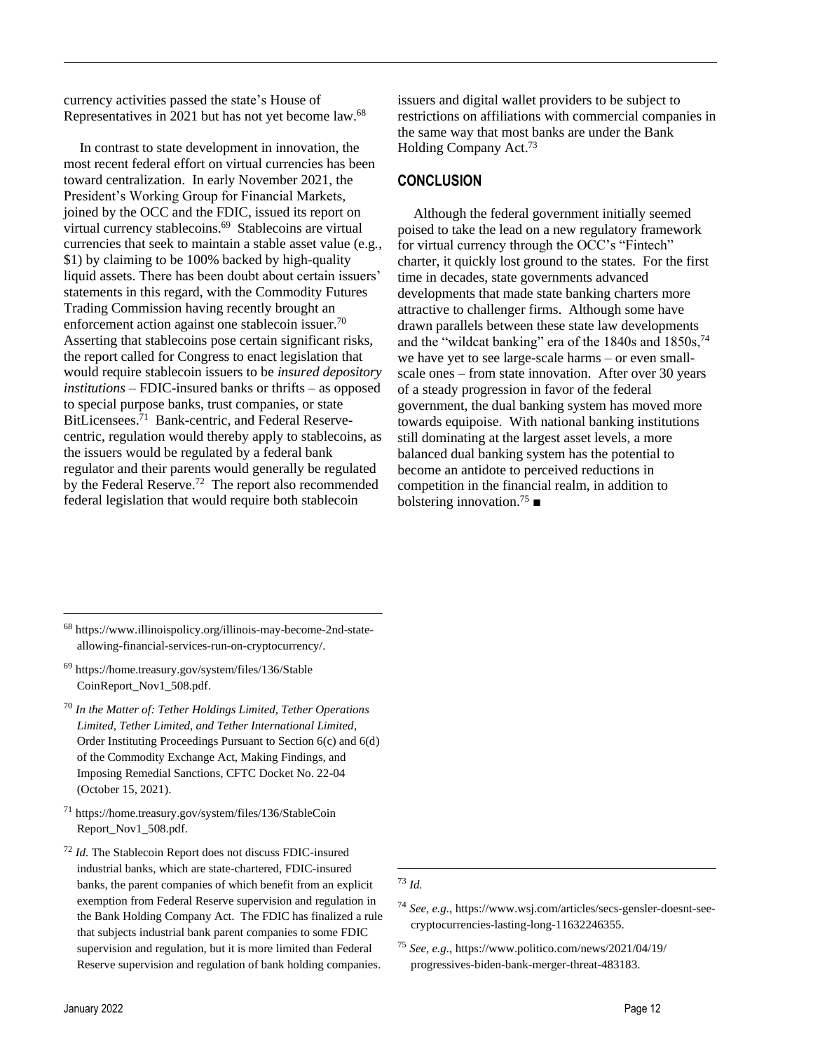currency activities passed the state's House of Representatives in 2021 but has not yet become law.[68]

In contrast to state development in innovation, the most recent federal effort on virtual currencies has been toward centralization. In early November 2021, the President's Working Group for Financial Markets, joined by the OCC and the FDIC, issued its report on virtual currency stablecoins.[69] Stablecoins are virtual currencies that seek to maintain a stable asset value (e.g., $1) by claiming to be 100% backed by high-quality liquid assets. There has been doubt about certain issuers' statements in this regard, with the Commodity Futures Trading Commission having recently brought an enforcement action against one stablecoin issuer.[70] Asserting that stablecoins pose certain significant risks, the report called for Congress to enact legislation that would require stablecoin issuers to be *insured depository institutions* – FDIC-insured banks or thrifts – as opposed to special purpose banks, trust companies, or state BitLicensees.[71] Bank-centric, and Federal Reserve-centric, regulation would thereby apply to stablecoins, as the issuers would be regulated by a federal bank regulator and their parents would generally be regulated by the Federal Reserve.[72] The report also recommended federal legislation that would require both stablecoin issuers and digital wallet providers to be subject to restrictions on affiliations with commercial companies in the same way that most banks are under the Bank Holding Company Act.[73]

## CONCLUSION

Although the federal government initially seemed poised to take the lead on a new regulatory framework for virtual currency through the OCC's "Fintech" charter, it quickly lost ground to the states. For the first time in decades, state governments advanced developments that made state banking charters more attractive to challenger firms. Although some have drawn parallels between these state law developments and the "wildcat banking" era of the 1840s and 1850s,[74] we have yet to see large-scale harms – or even small-scale ones – from state innovation. After over 30 years of a steady progression in favor of the federal government, the dual banking system has moved more towards equipoise. With national banking institutions still dominating at the largest asset levels, a more balanced dual banking system has the potential to become an antidote to perceived reductions in competition in the financial realm, in addition to bolstering innovation.[75] ■

---

[68] https://www.illinoispolicy.org/illinois-may-become-2nd-state-allowing-financial-services-run-on-cryptocurrency/.

[69] https://home.treasury.gov/system/files/136/StableCoinReport_Nov1_508.pdf.

[70] *In the Matter of: Tether Holdings Limited, Tether Operations Limited, Tether Limited, and Tether International Limited*, Order Instituting Proceedings Pursuant to Section 6(c) and 6(d) of the Commodity Exchange Act, Making Findings, and Imposing Remedial Sanctions, CFTC Docket No. 22-04 (October 15, 2021).

[71] https://home.treasury.gov/system/files/136/StableCoinReport_Nov1_508.pdf.

[72] *Id.* The Stablecoin Report does not discuss FDIC-insured industrial banks, which are state-chartered, FDIC-insured banks, the parent companies of which benefit from an explicit exemption from Federal Reserve supervision and regulation in the Bank Holding Company Act. The FDIC has finalized a rule that subjects industrial bank parent companies to some FDIC supervision and regulation, but it is more limited than Federal Reserve supervision and regulation of bank holding companies.

[73] *Id.*

[74] *See, e.g.*, https://www.wsj.com/articles/secs-gensler-doesnt-see-cryptocurrencies-lasting-long-11632246355.

[75] *See, e.g.*, https://www.politico.com/news/2021/04/19/progressives-biden-bank-merger-threat-483183.